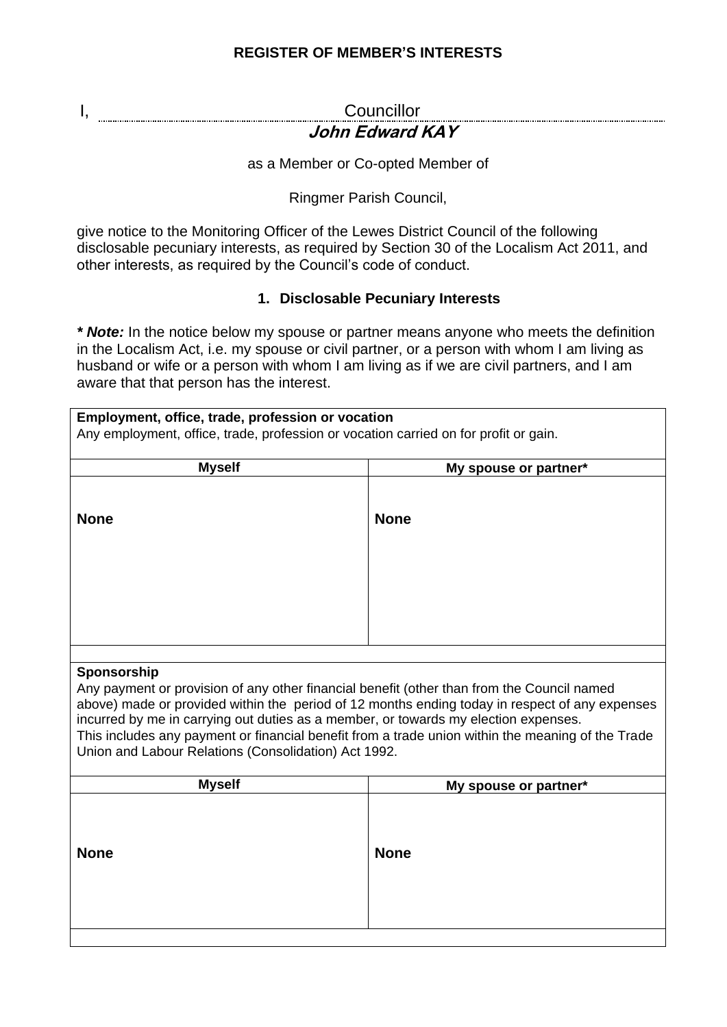**REGISTER OF MEMBER'S INTERESTS**

I, Councillor
***John Edward KAY***

as a Member or Co-opted Member of

Ringmer Parish Council,

give notice to the Monitoring Officer of the Lewes District Council of the following disclosable pecuniary interests, as required by Section 30 of the Localism Act 2011, and other interests, as required by the Council's code of conduct.

## 1. Disclosable Pecuniary Interests

***\* Note:*** In the notice below my spouse or partner means anyone who meets the definition in the Localism Act, i.e. my spouse or civil partner, or a person with whom I am living as husband or wife or a person with whom I am living as if we are civil partners, and I am aware that that person has the interest.

**Employment, office, trade, profession or vocation**
Any employment, office, trade, profession or vocation carried on for profit or gain.

| Myself | My spouse or partner* |
|---|---|
| **None** | **None** |

**Sponsorship**
Any payment or provision of any other financial benefit (other than from the Council named above) made or provided within the period of 12 months ending today in respect of any expenses incurred by me in carrying out duties as a member, or towards my election expenses.
This includes any payment or financial benefit from a trade union within the meaning of the Trade Union and Labour Relations (Consolidation) Act 1992.

| Myself | My spouse or partner* |
|---|---|
| **None** | **None** |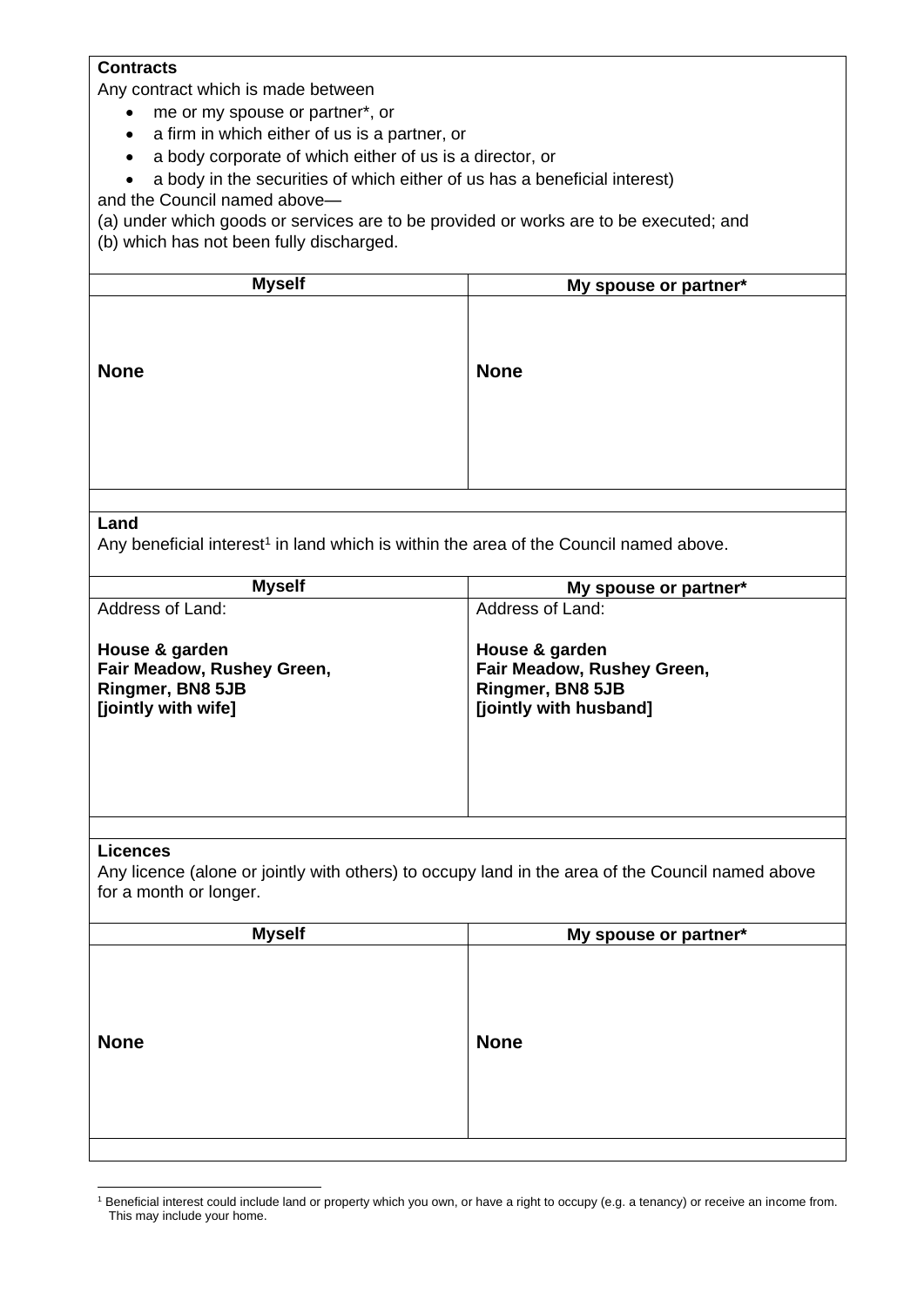**Contracts**

Any contract which is made between

- me or my spouse or partner*, or
- a firm in which either of us is a partner, or
- a body corporate of which either of us is a director, or
- a body in the securities of which either of us has a beneficial interest)

and the Council named above—

(a) under which goods or services are to be provided or works are to be executed; and

(b) which has not been fully discharged.

| Myself | My spouse or partner* |
| --- | --- |
| **None** | **None** |

**Land**

Any beneficial interest[1] in land which is within the area of the Council named above.

| Myself | My spouse or partner* |
| --- | --- |
| Address of Land:<br><br>**House & garden**<br>**Fair Meadow, Rushey Green,**<br>**Ringmer, BN8 5JB**<br>**[jointly with wife]** | Address of Land:<br><br>**House & garden**<br>**Fair Meadow, Rushey Green,**<br>**Ringmer, BN8 5JB**<br>**[jointly with husband]** |

**Licences**

Any licence (alone or jointly with others) to occupy land in the area of the Council named above for a month or longer.

| Myself | My spouse or partner* |
| --- | --- |
| **None** | **None** |

[1] Beneficial interest could include land or property which you own, or have a right to occupy (e.g. a tenancy) or receive an income from. This may include your home.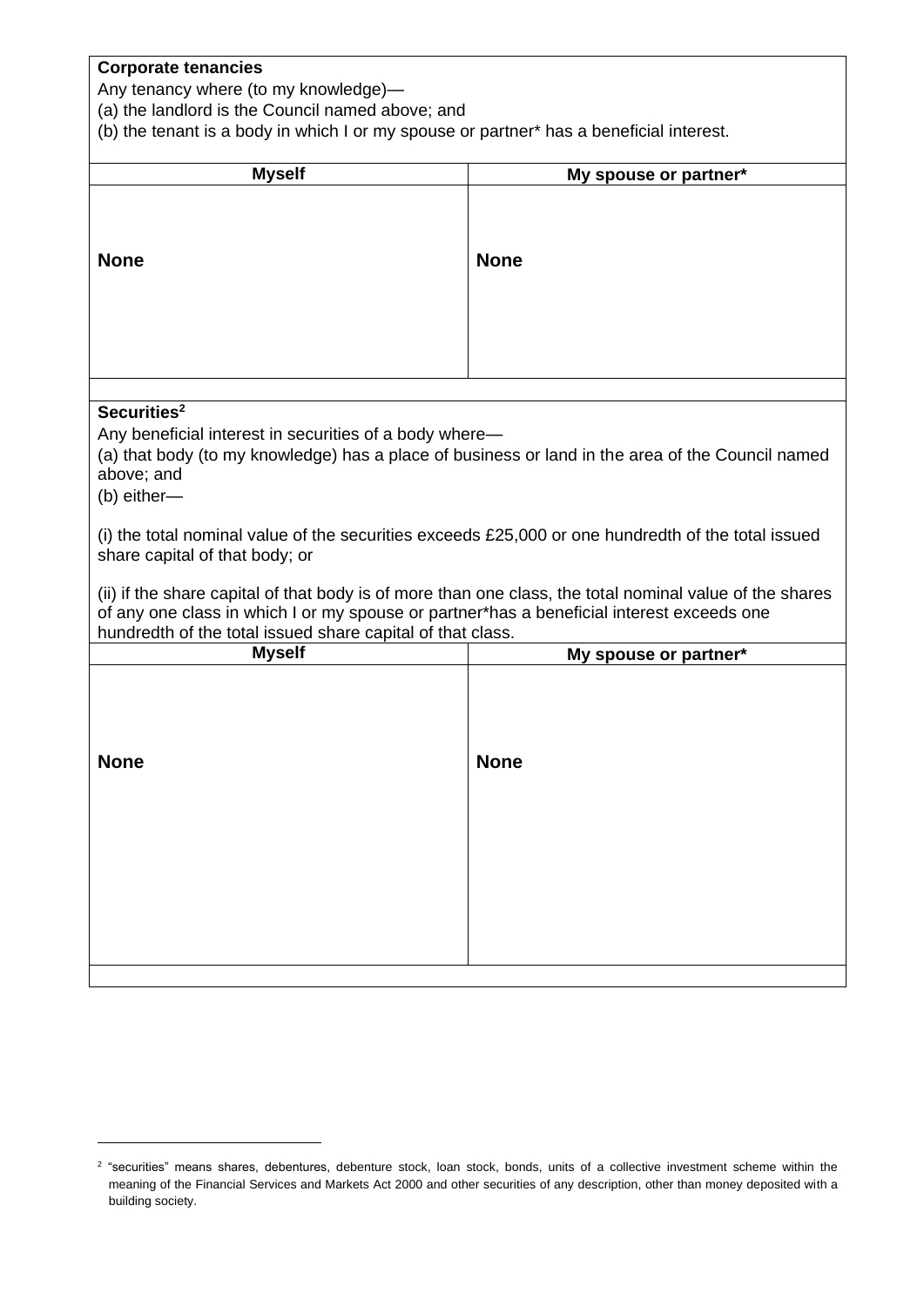**Corporate tenancies**

Any tenancy where (to my knowledge)—

(a) the landlord is the Council named above; and

(b) the tenant is a body in which I or my spouse or partner* has a beneficial interest.

| Myself | My spouse or partner* |
| --- | --- |
| **None** | **None** |

**Securities**[2]

Any beneficial interest in securities of a body where—

(a) that body (to my knowledge) has a place of business or land in the area of the Council named above; and

(b) either—

(i) the total nominal value of the securities exceeds £25,000 or one hundredth of the total issued share capital of that body; or

(ii) if the share capital of that body is of more than one class, the total nominal value of the shares of any one class in which I or my spouse or partner*has a beneficial interest exceeds one hundredth of the total issued share capital of that class.

| Myself | My spouse or partner* |
| --- | --- |
| **None** | **None** |

[2] "securities" means shares, debentures, debenture stock, loan stock, bonds, units of a collective investment scheme within the meaning of the Financial Services and Markets Act 2000 and other securities of any description, other than money deposited with a building society.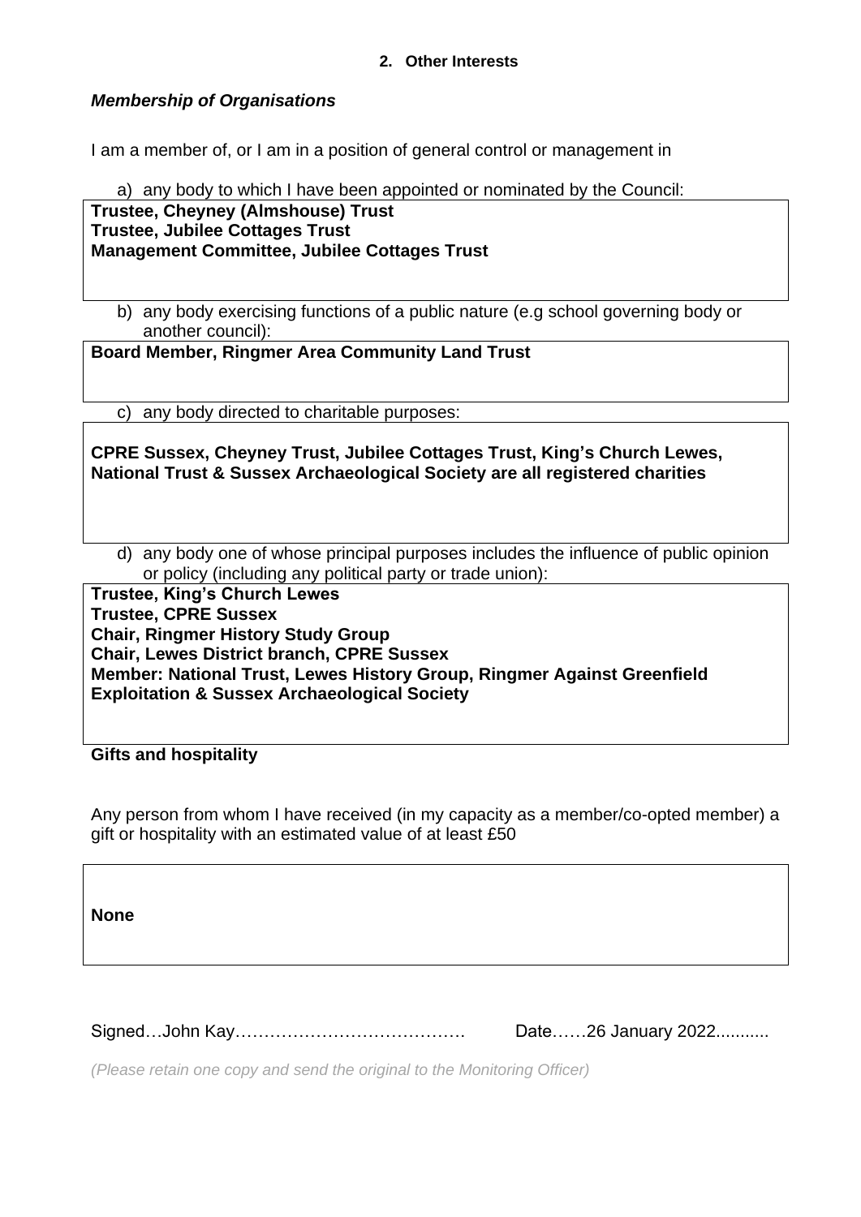## 2. Other Interests

***Membership of Organisations***

I am a member of, or I am in a position of general control or management in

a) any body to which I have been appointed or nominated by the Council:

**Trustee, Cheyney (Almshouse) Trust**
**Trustee, Jubilee Cottages Trust**
**Management Committee, Jubilee Cottages Trust**

b) any body exercising functions of a public nature (e.g school governing body or another council):

**Board Member, Ringmer Area Community Land Trust**

c) any body directed to charitable purposes:

**CPRE Sussex, Cheyney Trust, Jubilee Cottages Trust, King's Church Lewes, National Trust & Sussex Archaeological Society are all registered charities**

d) any body one of whose principal purposes includes the influence of public opinion or policy (including any political party or trade union):

**Trustee, King's Church Lewes**
**Trustee, CPRE Sussex**
**Chair, Ringmer History Study Group**
**Chair, Lewes District branch, CPRE Sussex**
**Member: National Trust, Lewes History Group, Ringmer Against Greenfield Exploitation & Sussex Archaeological Society**

**Gifts and hospitality**

Any person from whom I have received (in my capacity as a member/co-opted member) a gift or hospitality with an estimated value of at least £50

**None**

Signed…John Kay…………………………………. Date……26 January 2022...........

*(Please retain one copy and send the original to the Monitoring Officer)*